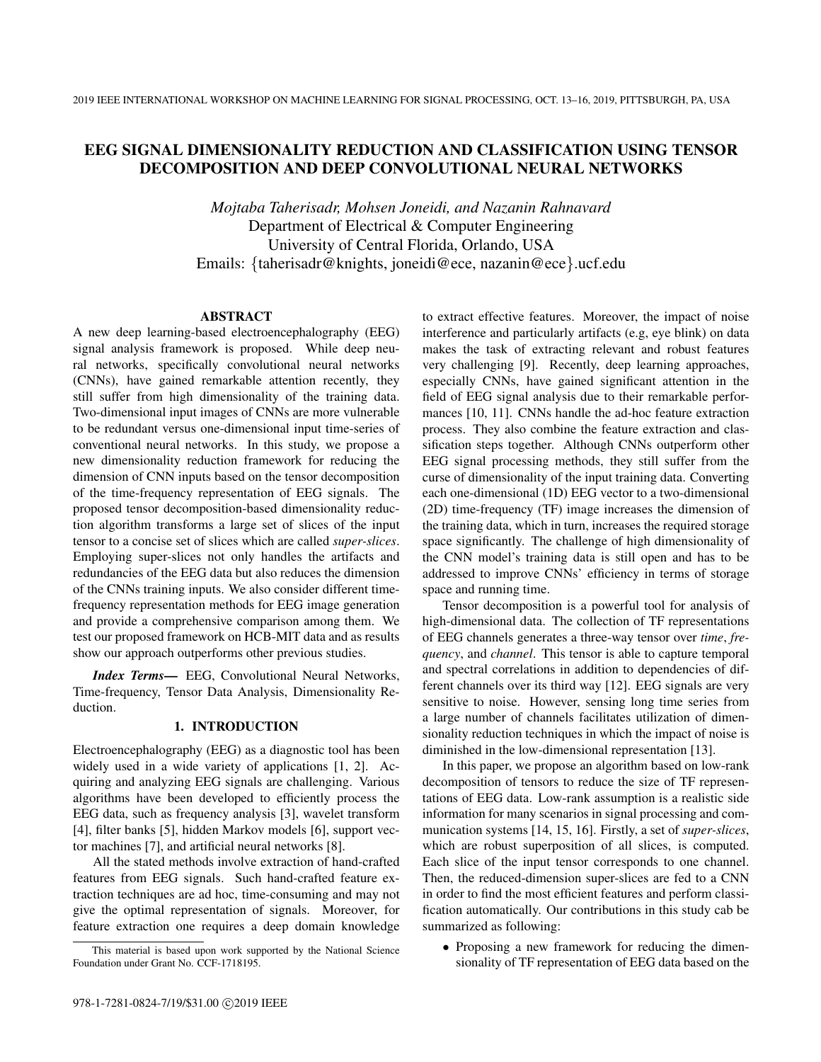# EEG SIGNAL DIMENSIONALITY REDUCTION AND CLASSIFICATION USING TENSOR DECOMPOSITION AND DEEP CONVOLUTIONAL NEURAL NETWORKS

*Mojtaba Taherisadr, Mohsen Joneidi, and Nazanin Rahnavard*

Department of Electrical & Computer Engineering
University of Central Florida, Orlando, USA
Emails: {taherisadr@knights, joneidi@ece, nazanin@ece}.ucf.edu

## ABSTRACT

A new deep learning-based electroencephalography (EEG) signal analysis framework is proposed. While deep neural networks, specifically convolutional neural networks (CNNs), have gained remarkable attention recently, they still suffer from high dimensionality of the training data. Two-dimensional input images of CNNs are more vulnerable to be redundant versus one-dimensional input time-series of conventional neural networks. In this study, we propose a new dimensionality reduction framework for reducing the dimension of CNN inputs based on the tensor decomposition of the time-frequency representation of EEG signals. The proposed tensor decomposition-based dimensionality reduction algorithm transforms a large set of slices of the input tensor to a concise set of slices which are called *super-slices*. Employing super-slices not only handles the artifacts and redundancies of the EEG data but also reduces the dimension of the CNNs training inputs. We also consider different time-frequency representation methods for EEG image generation and provide a comprehensive comparison among them. We test our proposed framework on HCB-MIT data and as results show our approach outperforms other previous studies.

***Index Terms—*** EEG, Convolutional Neural Networks, Time-frequency, Tensor Data Analysis, Dimensionality Reduction.

## 1. INTRODUCTION

Electroencephalography (EEG) as a diagnostic tool has been widely used in a wide variety of applications [1, 2]. Acquiring and analyzing EEG signals are challenging. Various algorithms have been developed to efficiently process the EEG data, such as frequency analysis [3], wavelet transform [4], filter banks [5], hidden Markov models [6], support vector machines [7], and artificial neural networks [8].

All the stated methods involve extraction of hand-crafted features from EEG signals. Such hand-crafted feature extraction techniques are ad hoc, time-consuming and may not give the optimal representation of signals. Moreover, for feature extraction one requires a deep domain knowledge to extract effective features. Moreover, the impact of noise interference and particularly artifacts (e.g, eye blink) on data makes the task of extracting relevant and robust features very challenging [9]. Recently, deep learning approaches, especially CNNs, have gained significant attention in the field of EEG signal analysis due to their remarkable performances [10, 11]. CNNs handle the ad-hoc feature extraction process. They also combine the feature extraction and classification steps together. Although CNNs outperform other EEG signal processing methods, they still suffer from the curse of dimensionality of the input training data. Converting each one-dimensional (1D) EEG vector to a two-dimensional (2D) time-frequency (TF) image increases the dimension of the training data, which in turn, increases the required storage space significantly. The challenge of high dimensionality of the CNN model's training data is still open and has to be addressed to improve CNNs' efficiency in terms of storage space and running time.

Tensor decomposition is a powerful tool for analysis of high-dimensional data. The collection of TF representations of EEG channels generates a three-way tensor over *time*, *frequency*, and *channel*. This tensor is able to capture temporal and spectral correlations in addition to dependencies of different channels over its third way [12]. EEG signals are very sensitive to noise. However, sensing long time series from a large number of channels facilitates utilization of dimensionality reduction techniques in which the impact of noise is diminished in the low-dimensional representation [13].

In this paper, we propose an algorithm based on low-rank decomposition of tensors to reduce the size of TF representations of EEG data. Low-rank assumption is a realistic side information for many scenarios in signal processing and communication systems [14, 15, 16]. Firstly, a set of *super-slices*, which are robust superposition of all slices, is computed. Each slice of the input tensor corresponds to one channel. Then, the reduced-dimension super-slices are fed to a CNN in order to find the most efficient features and perform classification automatically. Our contributions in this study cab be summarized as following:

- Proposing a new framework for reducing the dimensionality of TF representation of EEG data based on the

This material is based upon work supported by the National Science Foundation under Grant No. CCF-1718195.

978-1-7281-0824-7/19/$31.00 ©2019 IEEE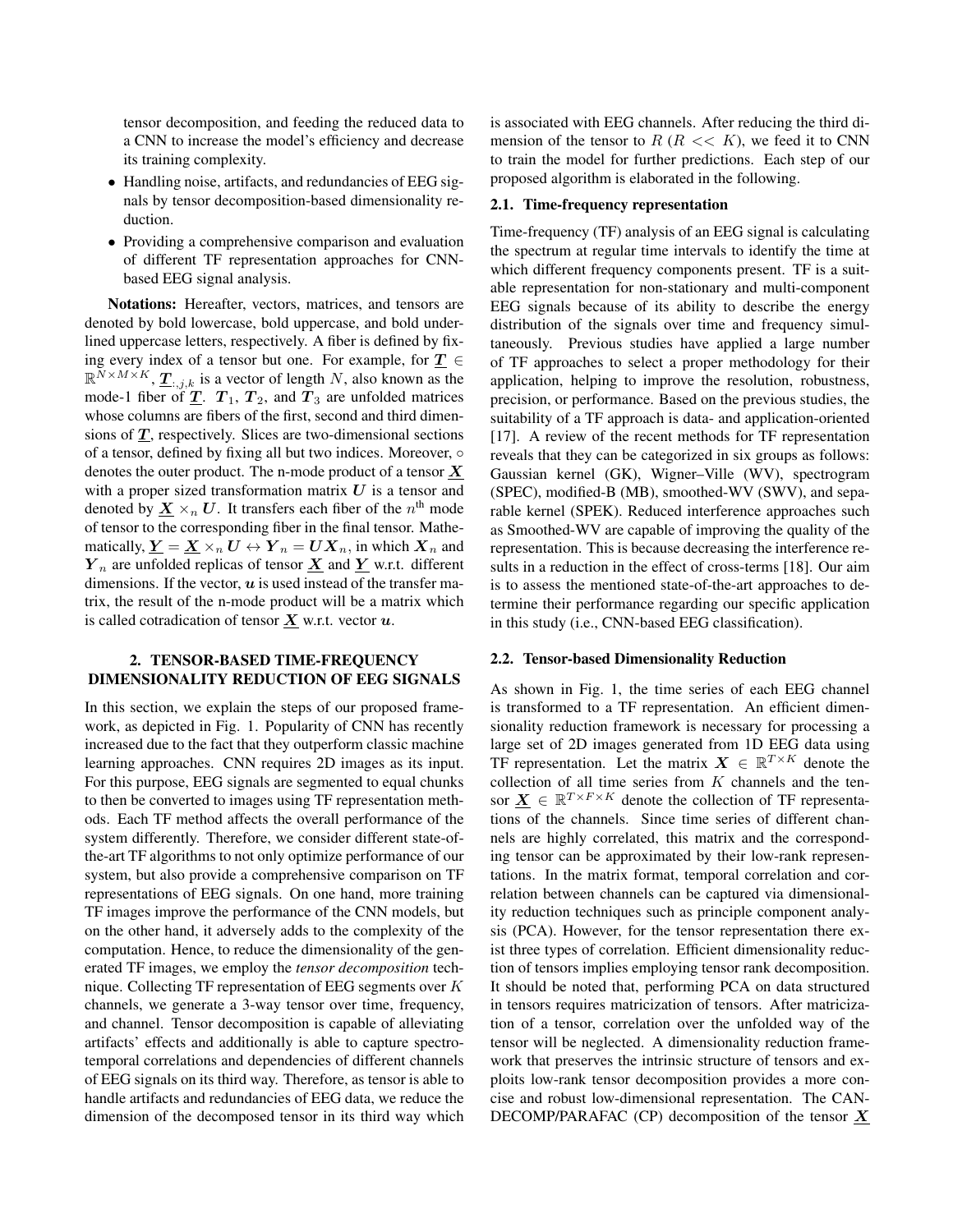tensor decomposition, and feeding the reduced data to a CNN to increase the model's efficiency and decrease its training complexity.

- Handling noise, artifacts, and redundancies of EEG signals by tensor decomposition-based dimensionality reduction.
- Providing a comprehensive comparison and evaluation of different TF representation approaches for CNN-based EEG signal analysis.

**Notations:** Hereafter, vectors, matrices, and tensors are denoted by bold lowercase, bold uppercase, and bold underlined uppercase letters, respectively. A fiber is defined by fixing every index of a tensor but one. For example, for $\underline{\boldsymbol{T}} \in \mathbb{R}^{N \times M \times K}$, $\underline{\boldsymbol{T}}_{:,j,k}$ is a vector of length $N$, also known as the mode-1 fiber of $\underline{\boldsymbol{T}}$. $\boldsymbol{T}_1$, $\boldsymbol{T}_2$, and $\boldsymbol{T}_3$ are unfolded matrices whose columns are fibers of the first, second and third dimensions of $\underline{\boldsymbol{T}}$, respectively. Slices are two-dimensional sections of a tensor, defined by fixing all but two indices. Moreover, $\circ$ denotes the outer product. The n-mode product of a tensor $\underline{\boldsymbol{X}}$ with a proper sized transformation matrix $\boldsymbol{U}$ is a tensor and denoted by $\underline{\boldsymbol{X}} \times_n \boldsymbol{U}$. It transfers each fiber of the $n^{\text{th}}$ mode of tensor to the corresponding fiber in the final tensor. Mathematically, $\underline{\boldsymbol{Y}} = \underline{\boldsymbol{X}} \times_n \boldsymbol{U} \leftrightarrow \boldsymbol{Y}_n = \boldsymbol{U}\boldsymbol{X}_n$, in which $\boldsymbol{X}_n$ and $\boldsymbol{Y}_n$ are unfolded replicas of tensor $\underline{\boldsymbol{X}}$ and $\underline{\boldsymbol{Y}}$ w.r.t. different dimensions. If the vector, $\boldsymbol{u}$ is used instead of the transfer matrix, the result of the n-mode product will be a matrix which is called cotradication of tensor $\underline{\boldsymbol{X}}$ w.r.t. vector $\boldsymbol{u}$.

## 2. TENSOR-BASED TIME-FREQUENCY DIMENSIONALITY REDUCTION OF EEG SIGNALS

In this section, we explain the steps of our proposed framework, as depicted in Fig. 1. Popularity of CNN has recently increased due to the fact that they outperform classic machine learning approaches. CNN requires 2D images as its input. For this purpose, EEG signals are segmented to equal chunks to then be converted to images using TF representation methods. Each TF method affects the overall performance of the system differently. Therefore, we consider different state-of-the-art TF algorithms to not only optimize performance of our system, but also provide a comprehensive comparison on TF representations of EEG signals. On one hand, more training TF images improve the performance of the CNN models, but on the other hand, it adversely adds to the complexity of the computation. Hence, to reduce the dimensionality of the generated TF images, we employ the *tensor decomposition* technique. Collecting TF representation of EEG segments over $K$ channels, we generate a 3-way tensor over time, frequency, and channel. Tensor decomposition is capable of alleviating artifacts' effects and additionally is able to capture spectro-temporal correlations and dependencies of different channels of EEG signals on its third way. Therefore, as tensor is able to handle artifacts and redundancies of EEG data, we reduce the dimension of the decomposed tensor in its third way which is associated with EEG channels. After reducing the third dimension of the tensor to $R$ ($R << K$), we feed it to CNN to train the model for further predictions. Each step of our proposed algorithm is elaborated in the following.

### 2.1. Time-frequency representation

Time-frequency (TF) analysis of an EEG signal is calculating the spectrum at regular time intervals to identify the time at which different frequency components present. TF is a suitable representation for non-stationary and multi-component EEG signals because of its ability to describe the energy distribution of the signals over time and frequency simultaneously. Previous studies have applied a large number of TF approaches to select a proper methodology for their application, helping to improve the resolution, robustness, precision, or performance. Based on the previous studies, the suitability of a TF approach is data- and application-oriented [17]. A review of the recent methods for TF representation reveals that they can be categorized in six groups as follows: Gaussian kernel (GK), Wigner–Ville (WV), spectrogram (SPEC), modified-B (MB), smoothed-WV (SWV), and separable kernel (SPEK). Reduced interference approaches such as Smoothed-WV are capable of improving the quality of the representation. This is because decreasing the interference results in a reduction in the effect of cross-terms [18]. Our aim is to assess the mentioned state-of-the-art approaches to determine their performance regarding our specific application in this study (i.e., CNN-based EEG classification).

### 2.2. Tensor-based Dimensionality Reduction

As shown in Fig. 1, the time series of each EEG channel is transformed to a TF representation. An efficient dimensionality reduction framework is necessary for processing a large set of 2D images generated from 1D EEG data using TF representation. Let the matrix $\boldsymbol{X} \in \mathbb{R}^{T \times K}$ denote the collection of all time series from $K$ channels and the tensor $\underline{\boldsymbol{X}} \in \mathbb{R}^{T \times F \times K}$ denote the collection of TF representations of the channels. Since time series of different channels are highly correlated, this matrix and the corresponding tensor can be approximated by their low-rank representations. In the matrix format, temporal correlation and correlation between channels can be captured via dimensionality reduction techniques such as principle component analysis (PCA). However, for the tensor representation there exist three types of correlation. Efficient dimensionality reduction of tensors implies employing tensor rank decomposition. It should be noted that, performing PCA on data structured in tensors requires matricization of tensors. After matricization of a tensor, correlation over the unfolded way of the tensor will be neglected. A dimensionality reduction framework that preserves the intrinsic structure of tensors and exploits low-rank tensor decomposition provides a more concise and robust low-dimensional representation. The CANDECOMP/PARAFAC (CP) decomposition of the tensor $\underline{\boldsymbol{X}}$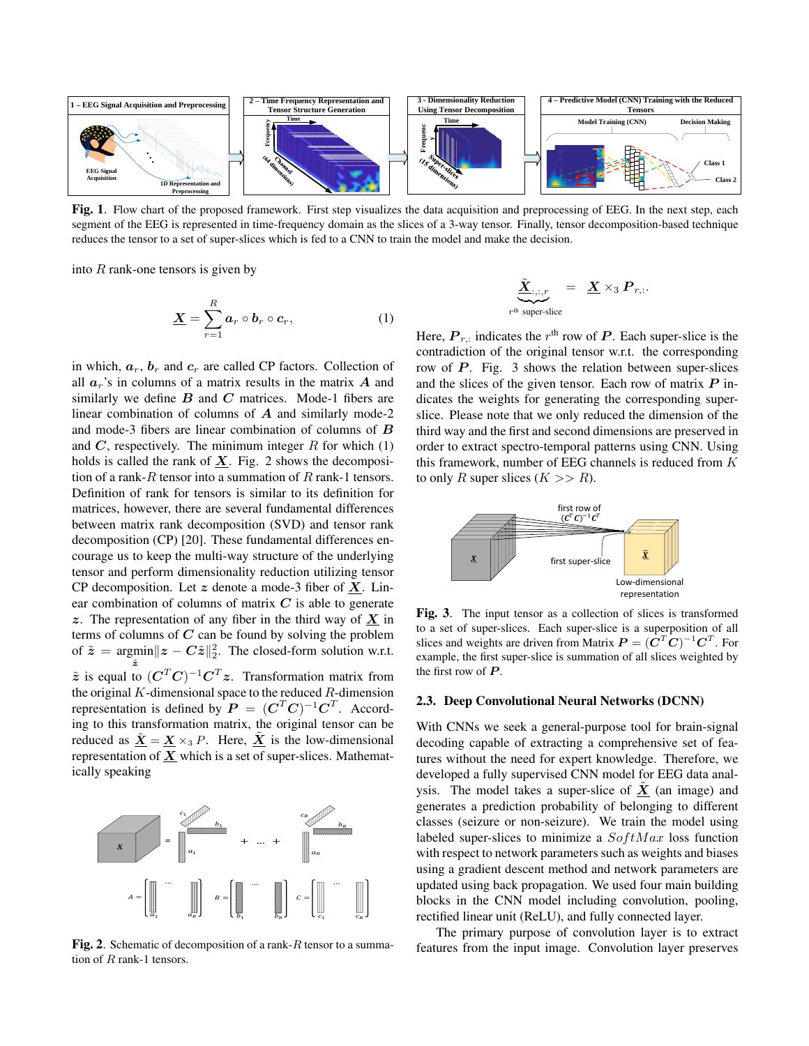**Fig. 1**. Flow chart of the proposed framework. First step visualizes the data acquisition and preprocessing of EEG. In the next step, each segment of the EEG is represented in time-frequency domain as the slices of a 3-way tensor. Finally, tensor decomposition-based technique reduces the tensor to a set of super-slices which is fed to a CNN to train the model and make the decision.

into $R$ rank-one tensors is given by

$$\underline{\boldsymbol{X}} = \sum_{r=1}^{R} \boldsymbol{a}_r \circ \boldsymbol{b}_r \circ \boldsymbol{c}_r, \quad (1)$$

in which, $\boldsymbol{a}_r$, $\boldsymbol{b}_r$ and $\boldsymbol{c}_r$ are called CP factors. Collection of all $\boldsymbol{a}_r$'s in columns of a matrix results in the matrix $\boldsymbol{A}$ and similarly we define $\boldsymbol{B}$ and $\boldsymbol{C}$ matrices. Mode-1 fibers are linear combination of columns of $\boldsymbol{A}$ and similarly mode-2 and mode-3 fibers are linear combination of columns of $\boldsymbol{B}$ and $\boldsymbol{C}$, respectively. The minimum integer $R$ for which (1) holds is called the rank of $\underline{\boldsymbol{X}}$. Fig. 2 shows the decomposition of a rank-$R$ tensor into a summation of $R$ rank-1 tensors. Definition of rank for tensors is similar to its definition for matrices, however, there are several fundamental differences between matrix rank decomposition (SVD) and tensor rank decomposition (CP) [20]. These fundamental differences encourage us to keep the multi-way structure of the underlying tensor and perform dimensionality reduction utilizing tensor CP decomposition. Let $\boldsymbol{z}$ denote a mode-3 fiber of $\underline{\boldsymbol{X}}$. Linear combination of columns of matrix $\boldsymbol{C}$ is able to generate $\boldsymbol{z}$. The representation of any fiber in the third way of $\underline{\boldsymbol{X}}$ in terms of columns of $\boldsymbol{C}$ can be found by solving the problem of $\tilde{\boldsymbol{z}} = \underset{\tilde{\boldsymbol{z}}}{\text{argmin}} \|\boldsymbol{z} - \boldsymbol{C}\tilde{\boldsymbol{z}}\|_2^2$. The closed-form solution w.r.t. $\tilde{\boldsymbol{z}}$ is equal to $(\boldsymbol{C}^T\boldsymbol{C})^{-1}\boldsymbol{C}^T\boldsymbol{z}$. Transformation matrix from the original $K$-dimensional space to the reduced $R$-dimension representation is defined by $\boldsymbol{P} = (\boldsymbol{C}^T\boldsymbol{C})^{-1}\boldsymbol{C}^T$. According to this transformation matrix, the original tensor can be reduced as $\tilde{\underline{\boldsymbol{X}}} = \underline{\boldsymbol{X}} \times_3 P$. Here, $\tilde{\underline{\boldsymbol{X}}}$ is the low-dimensional representation of $\underline{\boldsymbol{X}}$ which is a set of super-slices. Mathematically speaking

**Fig. 2**. Schematic of decomposition of a rank-$R$ tensor to a summation of $R$ rank-1 tensors.

$$\underbrace{\tilde{\underline{\boldsymbol{X}}}_{:,:,r}}_{r^{\text{th}}\text{ super-slice}} = \underline{\boldsymbol{X}} \times_3 \boldsymbol{P}_{r,:}.$$

Here, $\boldsymbol{P}_{r,:}$ indicates the $r^{\text{th}}$ row of $\boldsymbol{P}$. Each super-slice is the contradiction of the original tensor w.r.t. the corresponding row of $\boldsymbol{P}$. Fig. 3 shows the relation between super-slices and the slices of the given tensor. Each row of matrix $\boldsymbol{P}$ indicates the weights for generating the corresponding super-slice. Please note that we only reduced the dimension of the third way and the first and second dimensions are preserved in order to extract spectro-temporal patterns using CNN. Using this framework, number of EEG channels is reduced from $K$ to only $R$ super slices ($K >> R$).

**Fig. 3**. The input tensor as a collection of slices is transformed to a set of super-slices. Each super-slice is a superposition of all slices and weights are driven from Matrix $\boldsymbol{P} = (\boldsymbol{C}^T\boldsymbol{C})^{-1}\boldsymbol{C}^T$. For example, the first super-slice is summation of all slices weighted by the first row of $\boldsymbol{P}$.

### 2.3. Deep Convolutional Neural Networks (DCNN)

With CNNs we seek a general-purpose tool for brain-signal decoding capable of extracting a comprehensive set of features without the need for expert knowledge. Therefore, we developed a fully supervised CNN model for EEG data analysis. The model takes a super-slice of $\tilde{\underline{\boldsymbol{X}}}$ (an image) and generates a prediction probability of belonging to different classes (seizure or non-seizure). We train the model using labeled super-slices to minimize a $SoftMax$ loss function with respect to network parameters such as weights and biases using a gradient descent method and network parameters are updated using back propagation. We used four main building blocks in the CNN model including convolution, pooling, rectified linear unit (ReLU), and fully connected layer.

The primary purpose of convolution layer is to extract features from the input image. Convolution layer preserves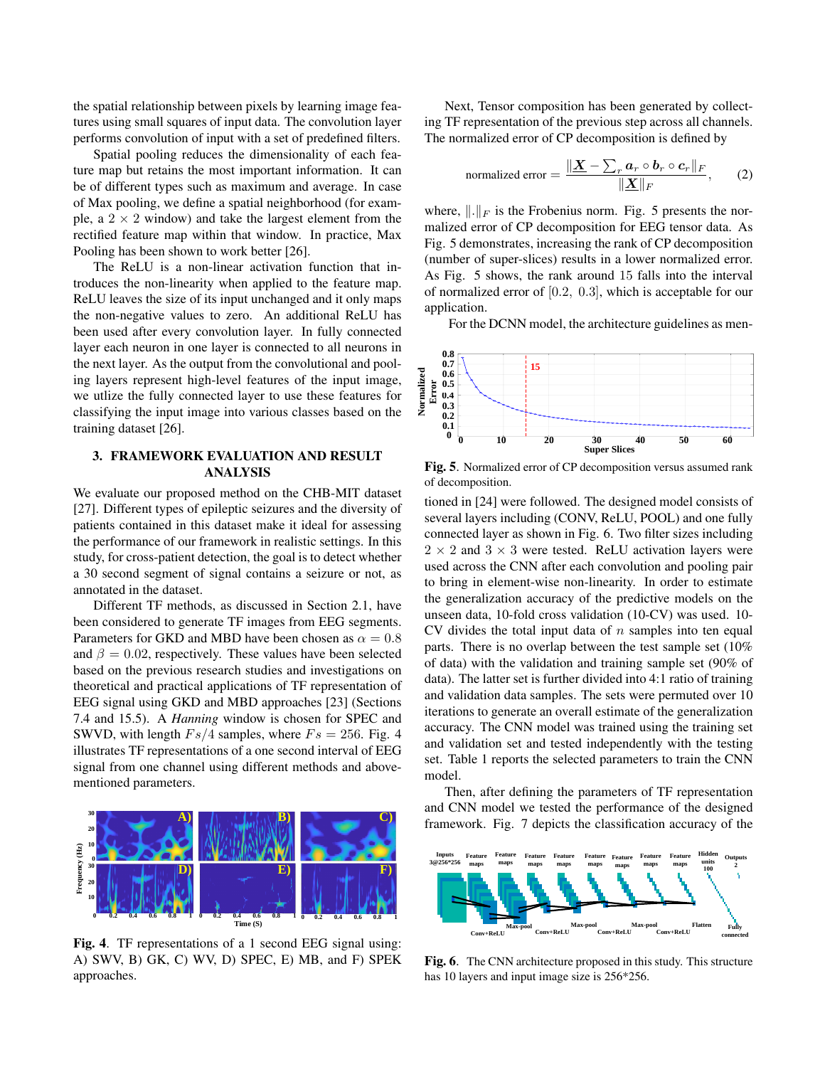the spatial relationship between pixels by learning image features using small squares of input data. The convolution layer performs convolution of input with a set of predefined filters.

Spatial pooling reduces the dimensionality of each feature map but retains the most important information. It can be of different types such as maximum and average. In case of Max pooling, we define a spatial neighborhood (for example, a $2 \times 2$ window) and take the largest element from the rectified feature map within that window. In practice, Max Pooling has been shown to work better [26].

The ReLU is a non-linear activation function that introduces the non-linearity when applied to the feature map. ReLU leaves the size of its input unchanged and it only maps the non-negative values to zero. An additional ReLU has been used after every convolution layer. In fully connected layer each neuron in one layer is connected to all neurons in the next layer. As the output from the convolutional and pooling layers represent high-level features of the input image, we utlize the fully connected layer to use these features for classifying the input image into various classes based on the training dataset [26].

## 3. FRAMEWORK EVALUATION AND RESULT ANALYSIS

We evaluate our proposed method on the CHB-MIT dataset [27]. Different types of epileptic seizures and the diversity of patients contained in this dataset make it ideal for assessing the performance of our framework in realistic settings. In this study, for cross-patient detection, the goal is to detect whether a 30 second segment of signal contains a seizure or not, as annotated in the dataset.

Different TF methods, as discussed in Section 2.1, have been considered to generate TF images from EEG segments. Parameters for GKD and MBD have been chosen as $\alpha = 0.8$ and $\beta = 0.02$, respectively. These values have been selected based on the previous research studies and investigations on theoretical and practical applications of TF representation of EEG signal using GKD and MBD approaches [23] (Sections 7.4 and 15.5). A *Hanning* window is chosen for SPEC and SWVD, with length $Fs/4$ samples, where $Fs = 256$. Fig. 4 illustrates TF representations of a one second interval of EEG signal from one channel using different methods and above-mentioned parameters.

**Fig. 4**. TF representations of a 1 second EEG signal using: A) SWV, B) GK, C) WV, D) SPEC, E) MB, and F) SPEK approaches.

Next, Tensor composition has been generated by collecting TF representation of the previous step across all channels. The normalized error of CP decomposition is defined by

$$\text{normalized error} = \frac{\|\underline{\boldsymbol{X}} - \sum_r \boldsymbol{a}_r \circ \boldsymbol{b}_r \circ \boldsymbol{c}_r\|_F}{\|\underline{\boldsymbol{X}}\|_F}, \tag{2}$$

where, $\|.\|_F$ is the Frobenius norm. Fig. 5 presents the normalized error of CP decomposition for EEG tensor data. As Fig. 5 demonstrates, increasing the rank of CP decomposition (number of super-slices) results in a lower normalized error. As Fig. 5 shows, the rank around 15 falls into the interval of normalized error of $[0.2,\ 0.3]$, which is acceptable for our application.

For the DCNN model, the architecture guidelines as mentioned in [24] were followed. The designed model consists of several layers including (CONV, ReLU, POOL) and one fully connected layer as shown in Fig. 6. Two filter sizes including $2 \times 2$ and $3 \times 3$ were tested. ReLU activation layers were used across the CNN after each convolution and pooling pair to bring in element-wise non-linearity. In order to estimate the generalization accuracy of the predictive models on the unseen data, 10-fold cross validation (10-CV) was used. 10-CV divides the total input data of $n$ samples into ten equal parts. There is no overlap between the test sample set (10% of data) with the validation and training sample set (90% of data). The latter set is further divided into 4:1 ratio of training and validation data samples. The sets were permuted over 10 iterations to generate an overall estimate of the generalization accuracy. The CNN model was trained using the training set and validation set and tested independently with the testing set. Table 1 reports the selected parameters to train the CNN model.

**Fig. 5**. Normalized error of CP decomposition versus assumed rank of decomposition.

Then, after defining the parameters of TF representation and CNN model we tested the performance of the designed framework. Fig. 7 depicts the classification accuracy of the

**Fig. 6**. The CNN architecture proposed in this study. This structure has 10 layers and input image size is 256*256.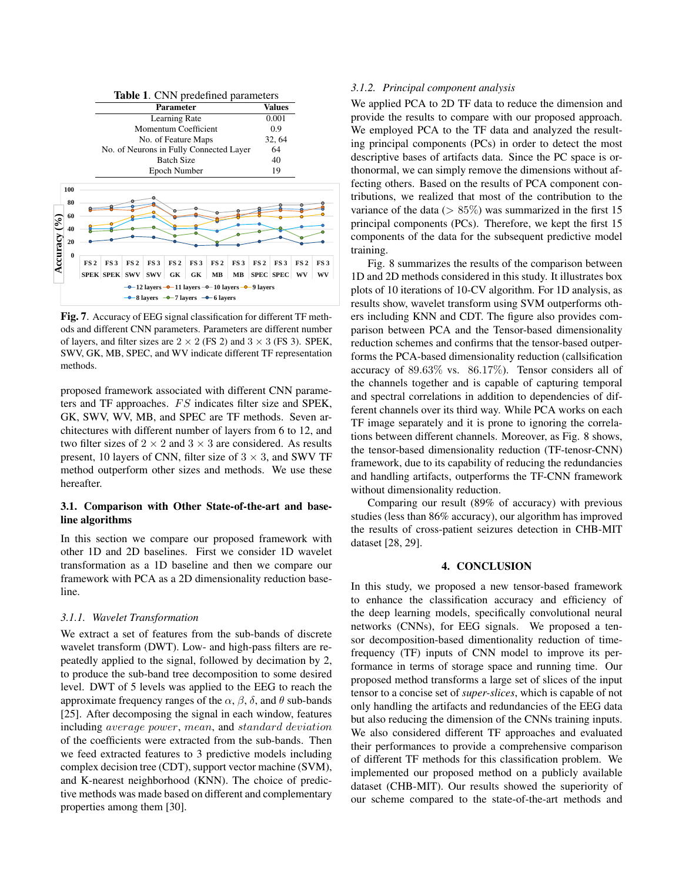**Table 1**. CNN predefined parameters

| Parameter | Values |
|---|---|
| Learning Rate | 0.001 |
| Momentum Coefficient | 0.9 |
| No. of Feature Maps | 32, 64 |
| No. of Neurons in Fully Connected Layer | 64 |
| Batch Size | 40 |
| Epoch Number | 19 |

**Fig. 7**. Accuracy of EEG signal classification for different TF methods and different CNN parameters. Parameters are different number of layers, and filter sizes are $2 \times 2$ (FS 2) and $3 \times 3$ (FS 3). SPEK, SWV, GK, MB, SPEC, and WV indicate different TF representation methods.

proposed framework associated with different CNN parameters and TF approaches. $FS$ indicates filter size and SPEK, GK, SWV, WV, MB, and SPEC are TF methods. Seven architectures with different number of layers from 6 to 12, and two filter sizes of $2 \times 2$ and $3 \times 3$ are considered. As results present, 10 layers of CNN, filter size of $3 \times 3$, and SWV TF method outperform other sizes and methods. We use these hereafter.

### 3.1. Comparison with Other State-of-the-art and baseline algorithms

In this section we compare our proposed framework with other 1D and 2D baselines. First we consider 1D wavelet transformation as a 1D baseline and then we compare our framework with PCA as a 2D dimensionality reduction baseline.

#### 3.1.1. Wavelet Transformation

We extract a set of features from the sub-bands of discrete wavelet transform (DWT). Low- and high-pass filters are repeatedly applied to the signal, followed by decimation by 2, to produce the sub-band tree decomposition to some desired level. DWT of 5 levels was applied to the EEG to reach the approximate frequency ranges of the $\alpha$, $\beta$, $\delta$, and $\theta$ sub-bands [25]. After decomposing the signal in each window, features including $average\ power$, $mean$, and $standard\ deviation$ of the coefficients were extracted from the sub-bands. Then we feed extracted features to 3 predictive models including complex decision tree (CDT), support vector machine (SVM), and K-nearest neighborhood (KNN). The choice of predictive methods was made based on different and complementary properties among them [30].

#### 3.1.2. Principal component analysis

We applied PCA to 2D TF data to reduce the dimension and provide the results to compare with our proposed approach. We employed PCA to the TF data and analyzed the resulting principal components (PCs) in order to detect the most descriptive bases of artifacts data. Since the PC space is orthonormal, we can simply remove the dimensions without affecting others. Based on the results of PCA component contributions, we realized that most of the contribution to the variance of the data ($> 85\%$) was summarized in the first 15 principal components (PCs). Therefore, we kept the first 15 components of the data for the subsequent predictive model training.

Fig. 8 summarizes the results of the comparison between 1D and 2D methods considered in this study. It illustrates box plots of 10 iterations of 10-CV algorithm. For 1D analysis, as results show, wavelet transform using SVM outperforms others including KNN and CDT. The figure also provides comparison between PCA and the Tensor-based dimensionality reduction schemes and confirms that the tensor-based outperforms the PCA-based dimensionality reduction (callsification accuracy of $89.63\%$ vs. $86.17\%$). Tensor considers all of the channels together and is capable of capturing temporal and spectral correlations in addition to dependencies of different channels over its third way. While PCA works on each TF image separately and it is prone to ignoring the correlations between different channels. Moreover, as Fig. 8 shows, the tensor-based dimensionality reduction (TF-tenosr-CNN) framework, due to its capability of reducing the redundancies and handling artifacts, outperforms the TF-CNN framework without dimensionality reduction.

Comparing our result (89% of accuracy) with previous studies (less than 86% accuracy), our algorithm has improved the results of cross-patient seizures detection in CHB-MIT dataset [28, 29].

## 4. CONCLUSION

In this study, we proposed a new tensor-based framework to enhance the classification accuracy and efficiency of the deep learning models, specifically convolutional neural networks (CNNs), for EEG signals. We proposed a tensor decomposition-based dimentionality reduction of time-frequency (TF) inputs of CNN model to improve its performance in terms of storage space and running time. Our proposed method transforms a large set of slices of the input tensor to a concise set of *super-slices*, which is capable of not only handling the artifacts and redundancies of the EEG data but also reducing the dimension of the CNNs training inputs. We also considered different TF approaches and evaluated their performances to provide a comprehensive comparison of different TF methods for this classification problem. We implemented our proposed method on a publicly available dataset (CHB-MIT). Our results showed the superiority of our scheme compared to the state-of-the-art methods and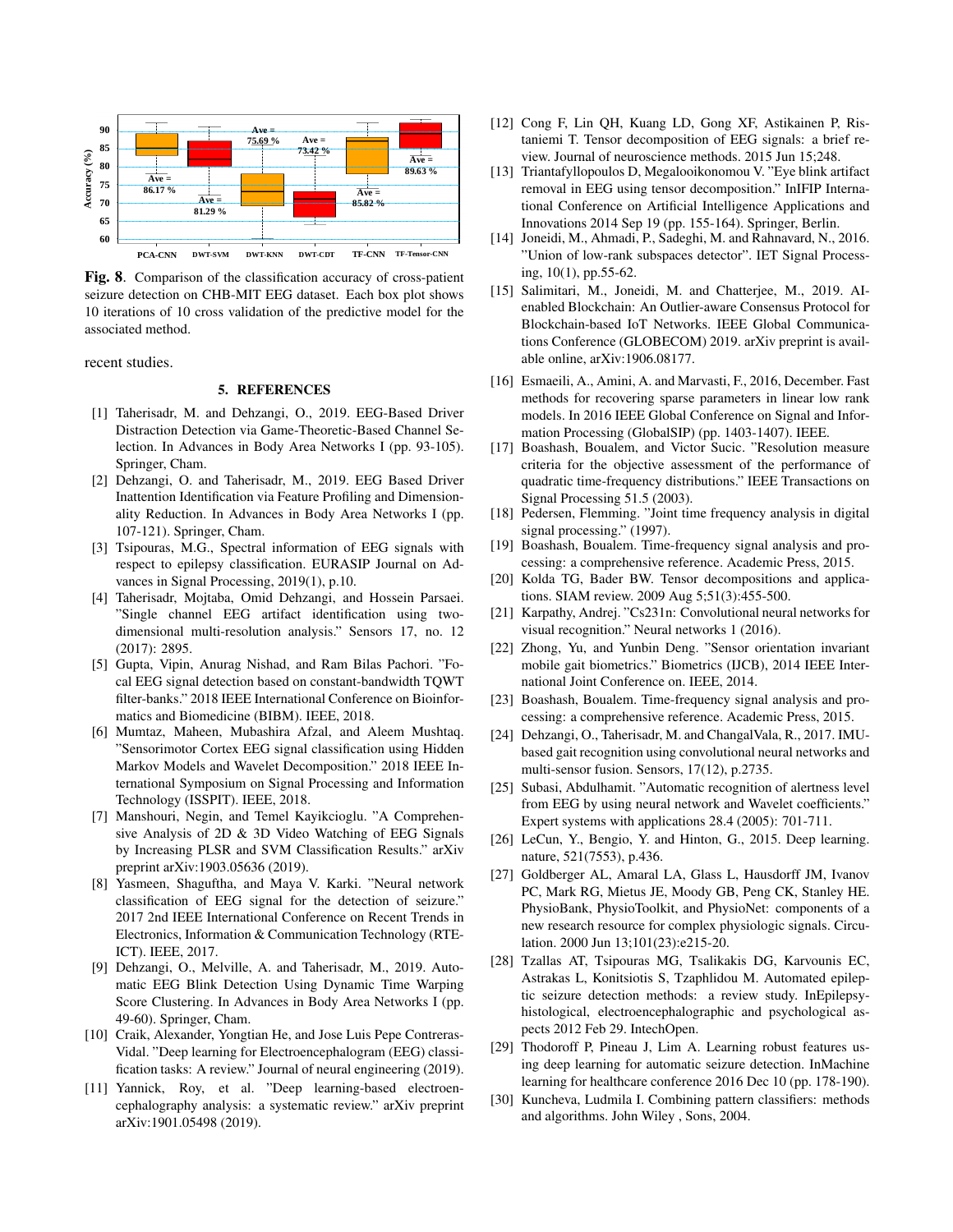90
85
80
75
70
65
60

Accuracy (%)

Ave = 86.17 %

Ave = 81.29 %

Ave = 75.69 %

Ave = 73.42 %

Ave = 85.82 %

Ave = 89.63 %

PCA-CNN DWT-SVM DWT-KNN DWT-CDT TF-CNN TF-Tensor-CNN

**Fig. 8**. Comparison of the classification accuracy of cross-patient seizure detection on CHB-MIT EEG dataset. Each box plot shows 10 iterations of 10 cross validation of the predictive model for the associated method.

recent studies.

## 5. REFERENCES

[1] Taherisadr, M. and Dehzangi, O., 2019. EEG-Based Driver Distraction Detection via Game-Theoretic-Based Channel Selection. In Advances in Body Area Networks I (pp. 93-105). Springer, Cham.

[2] Dehzangi, O. and Taherisadr, M., 2019. EEG Based Driver Inattention Identification via Feature Profiling and Dimensionality Reduction. In Advances in Body Area Networks I (pp. 107-121). Springer, Cham.

[3] Tsipouras, M.G., Spectral information of EEG signals with respect to epilepsy classification. EURASIP Journal on Advances in Signal Processing, 2019(1), p.10.

[4] Taherisadr, Mojtaba, Omid Dehzangi, and Hossein Parsaei. "Single channel EEG artifact identification using two-dimensional multi-resolution analysis." Sensors 17, no. 12 (2017): 2895.

[5] Gupta, Vipin, Anurag Nishad, and Ram Bilas Pachori. "Focal EEG signal detection based on constant-bandwidth TQWT filter-banks." 2018 IEEE International Conference on Bioinformatics and Biomedicine (BIBM). IEEE, 2018.

[6] Mumtaz, Maheen, Mubashira Afzal, and Aleem Mushtaq. "Sensorimotor Cortex EEG signal classification using Hidden Markov Models and Wavelet Decomposition." 2018 IEEE International Symposium on Signal Processing and Information Technology (ISSPIT). IEEE, 2018.

[7] Manshouri, Negin, and Temel Kayikcioglu. "A Comprehensive Analysis of 2D & 3D Video Watching of EEG Signals by Increasing PLSR and SVM Classification Results." arXiv preprint arXiv:1903.05636 (2019).

[8] Yasmeen, Shaguftha, and Maya V. Karki. "Neural network classification of EEG signal for the detection of seizure." 2017 2nd IEEE International Conference on Recent Trends in Electronics, Information & Communication Technology (RTEICT). IEEE, 2017.

[9] Dehzangi, O., Melville, A. and Taherisadr, M., 2019. Automatic EEG Blink Detection Using Dynamic Time Warping Score Clustering. In Advances in Body Area Networks I (pp. 49-60). Springer, Cham.

[10] Craik, Alexander, Yongtian He, and Jose Luis Pepe Contreras-Vidal. "Deep learning for Electroencephalogram (EEG) classification tasks: A review." Journal of neural engineering (2019).

[11] Yannick, Roy, et al. "Deep learning-based electroencephalography analysis: a systematic review." arXiv preprint arXiv:1901.05498 (2019).

[12] Cong F, Lin QH, Kuang LD, Gong XF, Astikainen P, Ristaniemi T. Tensor decomposition of EEG signals: a brief review. Journal of neuroscience methods. 2015 Jun 15;248.

[13] Triantafyllopoulos D, Megalooikonomou V. "Eye blink artifact removal in EEG using tensor decomposition." InIFIP International Conference on Artificial Intelligence Applications and Innovations 2014 Sep 19 (pp. 155-164). Springer, Berlin.

[14] Joneidi, M., Ahmadi, P., Sadeghi, M. and Rahnavard, N., 2016. "Union of low-rank subspaces detector". IET Signal Processing, 10(1), pp.55-62.

[15] Salimitari, M., Joneidi, M. and Chatterjee, M., 2019. AI-enabled Blockchain: An Outlier-aware Consensus Protocol for Blockchain-based IoT Networks. IEEE Global Communications Conference (GLOBECOM) 2019. arXiv preprint is available online, arXiv:1906.08177.

[16] Esmaeili, A., Amini, A. and Marvasti, F., 2016, December. Fast methods for recovering sparse parameters in linear low rank models. In 2016 IEEE Global Conference on Signal and Information Processing (GlobalSIP) (pp. 1403-1407). IEEE.

[17] Boashash, Boualem, and Victor Sucic. "Resolution measure criteria for the objective assessment of the performance of quadratic time-frequency distributions." IEEE Transactions on Signal Processing 51.5 (2003).

[18] Pedersen, Flemming. "Joint time frequency analysis in digital signal processing." (1997).

[19] Boashash, Boualem. Time-frequency signal analysis and processing: a comprehensive reference. Academic Press, 2015.

[20] Kolda TG, Bader BW. Tensor decompositions and applications. SIAM review. 2009 Aug 5;51(3):455-500.

[21] Karpathy, Andrej. "Cs231n: Convolutional neural networks for visual recognition." Neural networks 1 (2016).

[22] Zhong, Yu, and Yunbin Deng. "Sensor orientation invariant mobile gait biometrics." Biometrics (IJCB), 2014 IEEE International Joint Conference on. IEEE, 2014.

[23] Boashash, Boualem. Time-frequency signal analysis and processing: a comprehensive reference. Academic Press, 2015.

[24] Dehzangi, O., Taherisadr, M. and ChangalVala, R., 2017. IMU-based gait recognition using convolutional neural networks and multi-sensor fusion. Sensors, 17(12), p.2735.

[25] Subasi, Abdulhamit. "Automatic recognition of alertness level from EEG by using neural network and Wavelet coefficients." Expert systems with applications 28.4 (2005): 701-711.

[26] LeCun, Y., Bengio, Y. and Hinton, G., 2015. Deep learning. nature, 521(7553), p.436.

[27] Goldberger AL, Amaral LA, Glass L, Hausdorff JM, Ivanov PC, Mark RG, Mietus JE, Moody GB, Peng CK, Stanley HE. PhysioBank, PhysioToolkit, and PhysioNet: components of a new research resource for complex physiologic signals. Circulation. 2000 Jun 13;101(23):e215-20.

[28] Tzallas AT, Tsipouras MG, Tsalikakis DG, Karvounis EC, Astrakas L, Konitsiotis S, Tzaphlidou M. Automated epileptic seizure detection methods: a review study. InEpilepsy-histological, electroencephalographic and psychological aspects 2012 Feb 29. IntechOpen.

[29] Thodoroff P, Pineau J, Lim A. Learning robust features using deep learning for automatic seizure detection. InMachine learning for healthcare conference 2016 Dec 10 (pp. 178-190).

[30] Kuncheva, Ludmila I. Combining pattern classifiers: methods and algorithms. John Wiley , Sons, 2004.